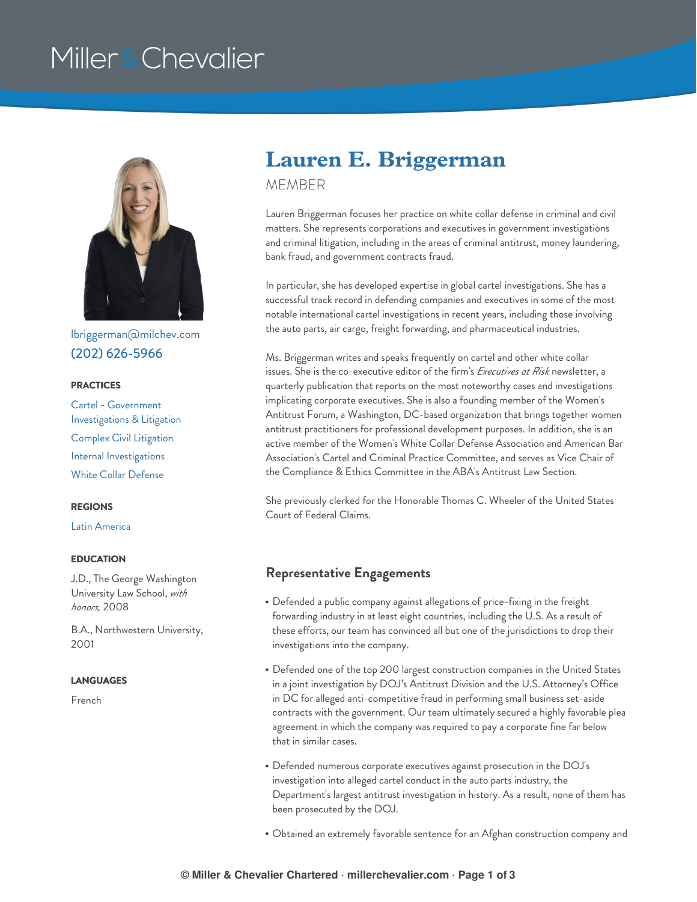Miller & Chevalier

# Lauren E. Briggerman

MEMBER

lbriggerman@milchev.com
(202) 626-5966

**PRACTICES**

Cartel - Government Investigations & Litigation
Complex Civil Litigation
Internal Investigations
White Collar Defense

**REGIONS**

Latin America

**EDUCATION**

J.D., The George Washington University Law School, *with honors,* 2008

B.A., Northwestern University, 2001

**LANGUAGES**

French

Lauren Briggerman focuses her practice on white collar defense in criminal and civil matters. She represents corporations and executives in government investigations and criminal litigation, including in the areas of criminal antitrust, money laundering, bank fraud, and government contracts fraud.

In particular, she has developed expertise in global cartel investigations. She has a successful track record in defending companies and executives in some of the most notable international cartel investigations in recent years, including those involving the auto parts, air cargo, freight forwarding, and pharmaceutical industries.

Ms. Briggerman writes and speaks frequently on cartel and other white collar issues. She is the co-executive editor of the firm's *Executives at Risk* newsletter, a quarterly publication that reports on the most noteworthy cases and investigations implicating corporate executives. She is also a founding member of the Women's Antitrust Forum, a Washington, DC-based organization that brings together women antitrust practitioners for professional development purposes. In addition, she is an active member of the Women's White Collar Defense Association and American Bar Association's Cartel and Criminal Practice Committee, and serves as Vice Chair of the Compliance & Ethics Committee in the ABA's Antitrust Law Section.

She previously clerked for the Honorable Thomas C. Wheeler of the United States Court of Federal Claims.

## Representative Engagements

- Defended a public company against allegations of price-fixing in the freight forwarding industry in at least eight countries, including the U.S. As a result of these efforts, our team has convinced all but one of the jurisdictions to drop their investigations into the company.
- Defended one of the top 200 largest construction companies in the United States in a joint investigation by DOJ's Antitrust Division and the U.S. Attorney's Office in DC for alleged anti-competitive fraud in performing small business set-aside contracts with the government. Our team ultimately secured a highly favorable plea agreement in which the company was required to pay a corporate fine far below that in similar cases.
- Defended numerous corporate executives against prosecution in the DOJ's investigation into alleged cartel conduct in the auto parts industry, the Department's largest antitrust investigation in history. As a result, none of them has been prosecuted by the DOJ.
- Obtained an extremely favorable sentence for an Afghan construction company and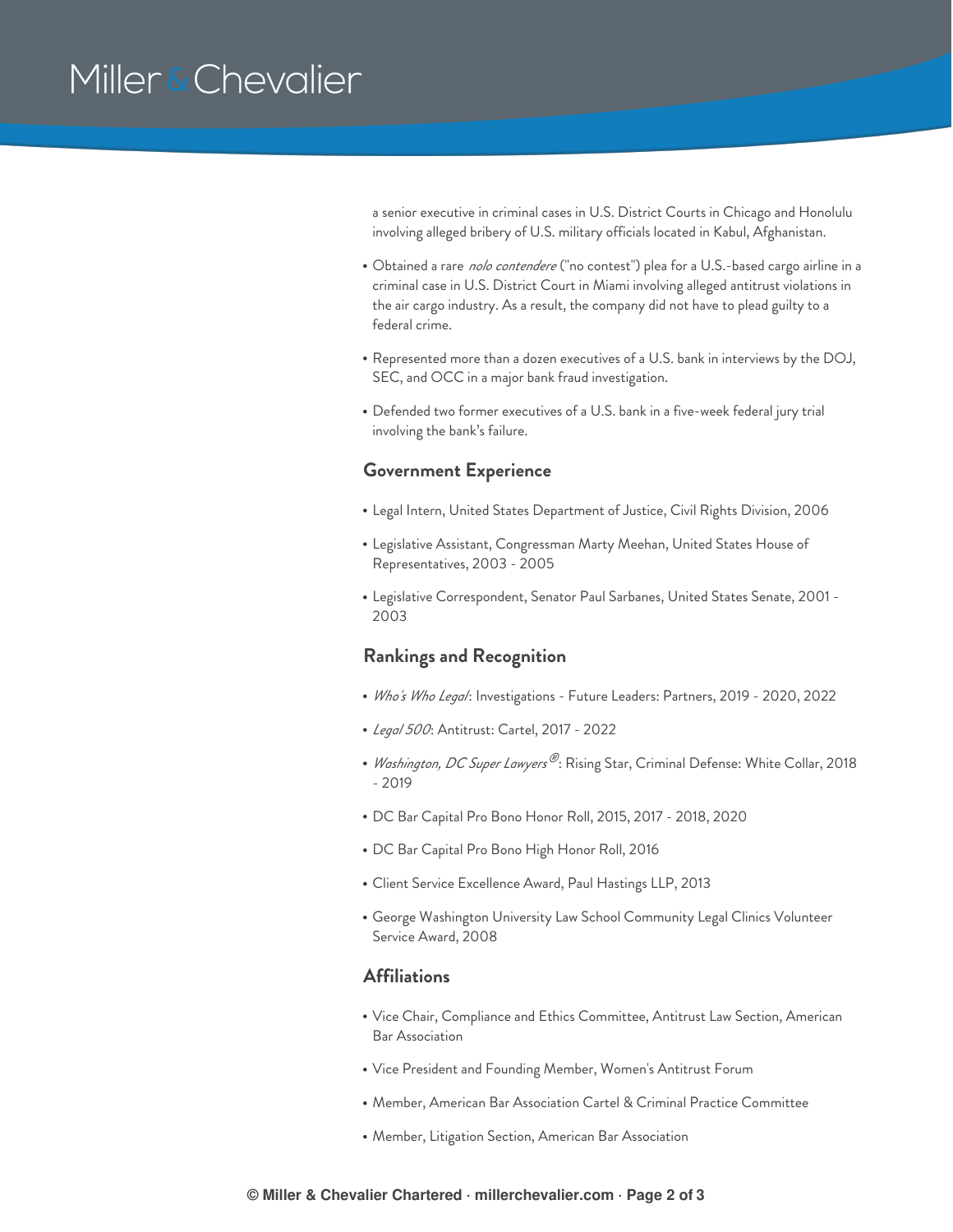a senior executive in criminal cases in U.S. District Courts in Chicago and Honolulu involving alleged bribery of U.S. military officials located in Kabul, Afghanistan.

- Obtained a rare *nolo contendere* ("no contest") plea for a U.S.-based cargo airline in a criminal case in U.S. District Court in Miami involving alleged antitrust violations in the air cargo industry. As a result, the company did not have to plead guilty to a federal crime.
- Represented more than a dozen executives of a U.S. bank in interviews by the DOJ, SEC, and OCC in a major bank fraud investigation.
- Defended two former executives of a U.S. bank in a five-week federal jury trial involving the bank's failure.

## Government Experience

- Legal Intern, United States Department of Justice, Civil Rights Division, 2006
- Legislative Assistant, Congressman Marty Meehan, United States House of Representatives, 2003 - 2005
- Legislative Correspondent, Senator Paul Sarbanes, United States Senate, 2001 - 2003

## Rankings and Recognition

- *Who's Who Legal*: Investigations - Future Leaders: Partners, 2019 - 2020, 2022
- *Legal 500*: Antitrust: Cartel, 2017 - 2022
- *Washington, DC Super Lawyers®*: Rising Star, Criminal Defense: White Collar, 2018 - 2019
- DC Bar Capital Pro Bono Honor Roll, 2015, 2017 - 2018, 2020
- DC Bar Capital Pro Bono High Honor Roll, 2016
- Client Service Excellence Award, Paul Hastings LLP, 2013
- George Washington University Law School Community Legal Clinics Volunteer Service Award, 2008

## Affiliations

- Vice Chair, Compliance and Ethics Committee, Antitrust Law Section, American Bar Association
- Vice President and Founding Member, Women's Antitrust Forum
- Member, American Bar Association Cartel & Criminal Practice Committee
- Member, Litigation Section, American Bar Association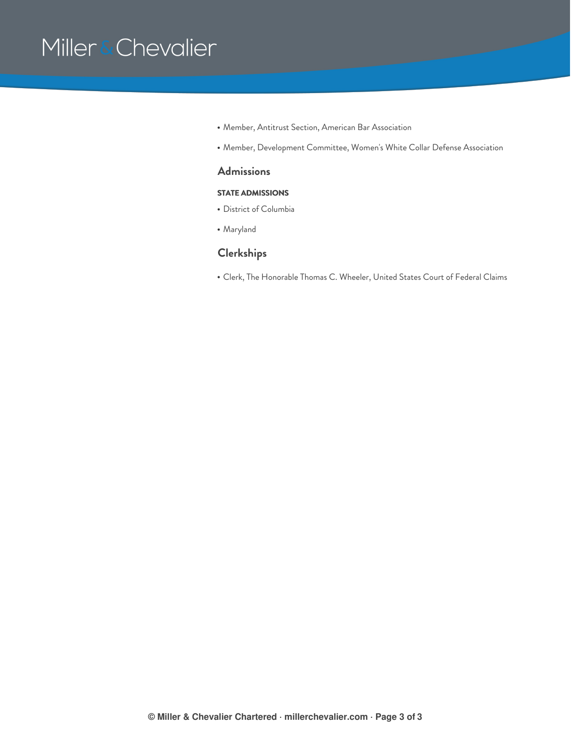- Member, Antitrust Section, American Bar Association
- Member, Development Committee, Women's White Collar Defense Association

## Admissions

**STATE ADMISSIONS**

- District of Columbia
- Maryland

## Clerkships

- Clerk, The Honorable Thomas C. Wheeler, United States Court of Federal Claims